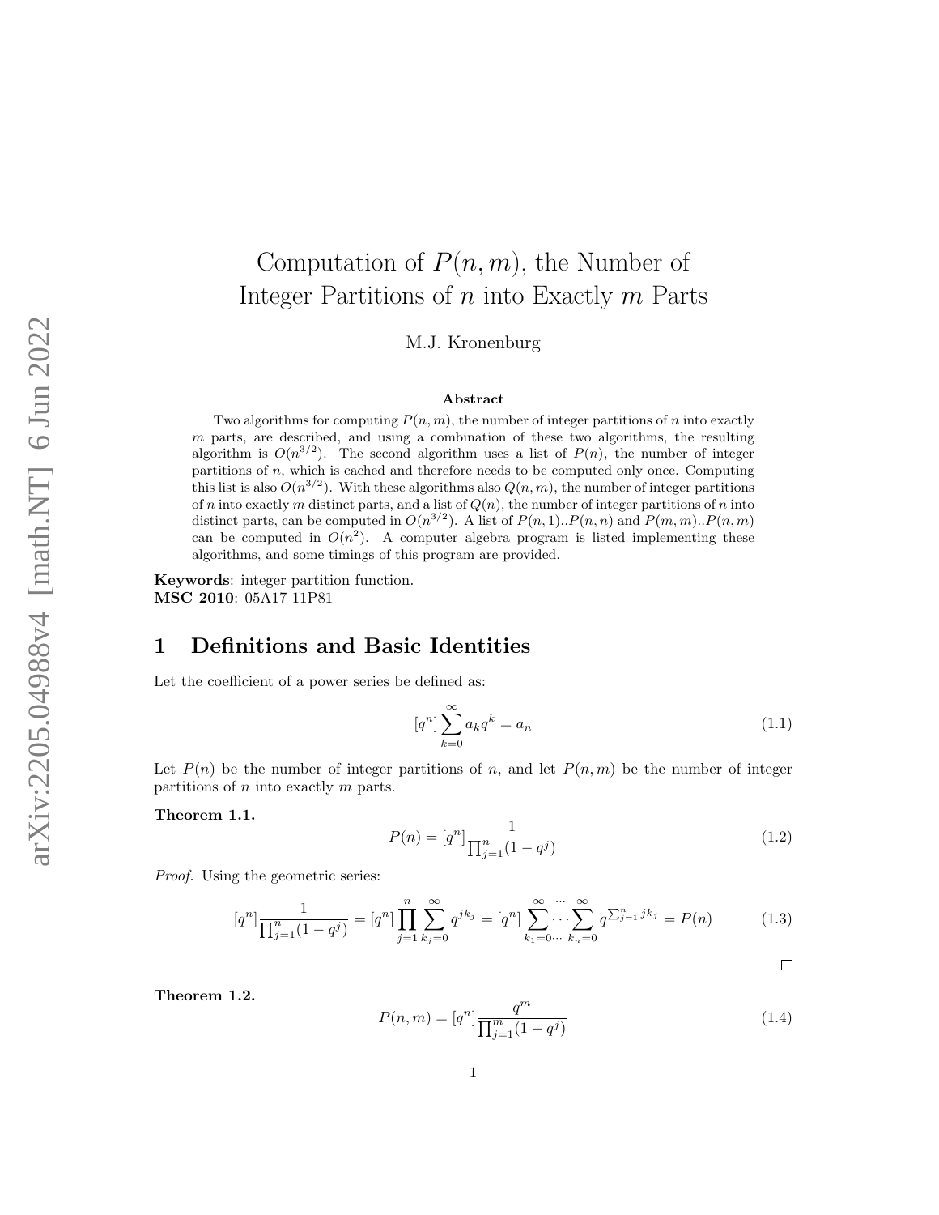# Computation of $P(n, m)$, the Number of Integer Partitions of $n$ into Exactly $m$ Parts

M.J. Kronenburg

**Abstract**

Two algorithms for computing $P(n, m)$, the number of integer partitions of $n$ into exactly $m$ parts, are described, and using a combination of these two algorithms, the resulting algorithm is $O(n^{3/2})$. The second algorithm uses a list of $P(n)$, the number of integer partitions of $n$, which is cached and therefore needs to be computed only once. Computing this list is also $O(n^{3/2})$. With these algorithms also $Q(n, m)$, the number of integer partitions of $n$ into exactly $m$ distinct parts, and a list of $Q(n)$, the number of integer partitions of $n$ into distinct parts, can be computed in $O(n^{3/2})$. A list of $P(n, 1)..P(n, n)$ and $P(m, m)..P(n, m)$ can be computed in $O(n^2)$. A computer algebra program is listed implementing these algorithms, and some timings of this program are provided.

**Keywords**: integer partition function.
**MSC 2010**: 05A17 11P81

## 1 Definitions and Basic Identities

Let the coefficient of a power series be defined as:

$$[q^n] \sum_{k=0}^{\infty} a_k q^k = a_n \tag{1.1}$$

Let $P(n)$ be the number of integer partitions of $n$, and let $P(n, m)$ be the number of integer partitions of $n$ into exactly $m$ parts.

**Theorem 1.1.**

$$P(n) = [q^n] \frac{1}{\prod_{j=1}^{n}(1 - q^j)} \tag{1.2}$$

*Proof.* Using the geometric series:

$$[q^n] \frac{1}{\prod_{j=1}^{n}(1 - q^j)} = [q^n] \prod_{j=1}^{n} \sum_{k_j=0}^{\infty} q^{jk_j} = [q^n] \sum_{k_1=0 \cdots}^{\infty} \overset{\cdots}{\cdots} \sum_{k_n=0}^{\infty} q^{\sum_{j=1}^{n} jk_j} = P(n) \tag{1.3}$$

□

**Theorem 1.2.**

$$P(n, m) = [q^n] \frac{q^m}{\prod_{j=1}^{m}(1 - q^j)} \tag{1.4}$$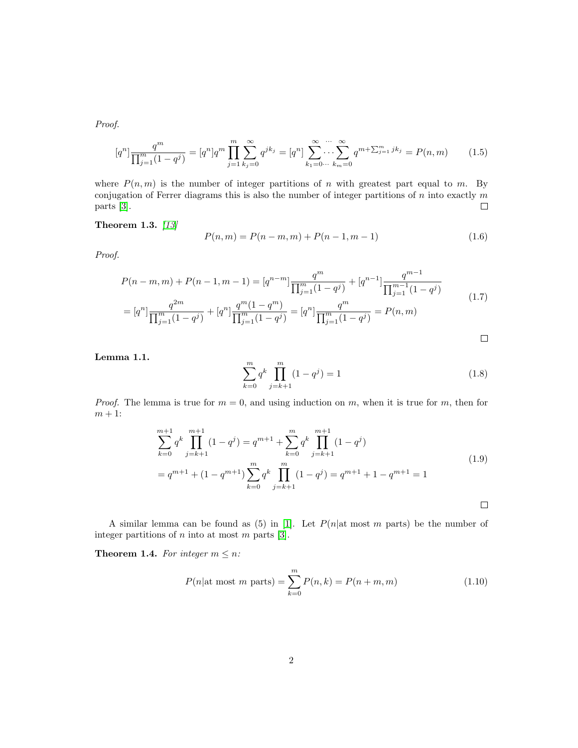*Proof.*

$$[q^n]\frac{q^m}{\prod_{j=1}^{m}(1-q^j)} = [q^n]q^m\prod_{j=1}^{m}\sum_{k_j=0}^{\infty}q^{jk_j} = [q^n]\sum_{k_1=0\cdots}^{\infty}\overset{\cdots}{\cdots}\sum_{k_m=0}^{\infty}q^{m+\sum_{j=1}^{m}jk_j} = P(n,m) \tag{1.5}$$

where $P(n,m)$ is the number of integer partitions of $n$ with greatest part equal to $m$. By conjugation of Ferrer diagrams this is also the number of integer partitions of $n$ into exactly $m$ parts [3]. □

**Theorem 1.3.** *[13]*

$$P(n,m) = P(n-m,m) + P(n-1,m-1) \tag{1.6}$$

*Proof.*

$$\begin{aligned} P(n-m,m)+P(n-1,m-1) &= [q^{n-m}]\frac{q^m}{\prod_{j=1}^{m}(1-q^j)} + [q^{n-1}]\frac{q^{m-1}}{\prod_{j=1}^{m-1}(1-q^j)} \\ = [q^n]\frac{q^{2m}}{\prod_{j=1}^{m}(1-q^j)} + [q^n]\frac{q^m(1-q^m)}{\prod_{j=1}^{m}(1-q^j)} &= [q^n]\frac{q^m}{\prod_{j=1}^{m}(1-q^j)} = P(n,m) \end{aligned} \tag{1.7}$$

□

**Lemma 1.1.**

$$\sum_{k=0}^{m}q^k\prod_{j=k+1}^{m}(1-q^j) = 1 \tag{1.8}$$

*Proof.* The lemma is true for $m=0$, and using induction on $m$, when it is true for $m$, then for $m+1$:

$$\begin{aligned} \sum_{k=0}^{m+1}q^k\prod_{j=k+1}^{m+1}(1-q^j) &= q^{m+1} + \sum_{k=0}^{m}q^k\prod_{j=k+1}^{m+1}(1-q^j) \\ &= q^{m+1} + (1-q^{m+1})\sum_{k=0}^{m}q^k\prod_{j=k+1}^{m}(1-q^j) = q^{m+1}+1-q^{m+1} = 1 \end{aligned} \tag{1.9}$$

□

A similar lemma can be found as (5) in [1]. Let $P(n|\text{at most } m \text{ parts})$ be the number of integer partitions of $n$ into at most $m$ parts [3].

**Theorem 1.4.** *For integer $m \le n$:*

$$P(n|\text{at most } m \text{ parts}) = \sum_{k=0}^{m}P(n,k) = P(n+m,m) \tag{1.10}$$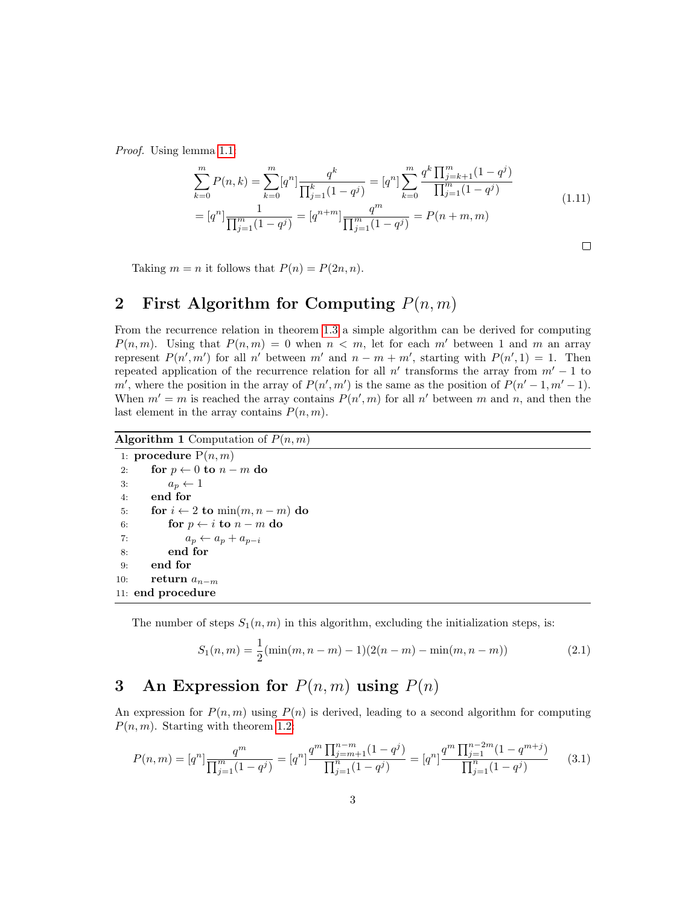*Proof.* Using lemma 1.1:

$$
\begin{aligned}
\sum_{k=0}^{m} P(n,k) &= \sum_{k=0}^{m} [q^n] \frac{q^k}{\prod_{j=1}^{k}(1-q^j)} = [q^n] \sum_{k=0}^{m} \frac{q^k \prod_{j=k+1}^{m}(1-q^j)}{\prod_{j=1}^{m}(1-q^j)} \\
&= [q^n] \frac{1}{\prod_{j=1}^{m}(1-q^j)} = [q^{n+m}] \frac{q^m}{\prod_{j=1}^{m}(1-q^j)} = P(n+m,m)
\end{aligned}
\tag{1.11}
$$

□

Taking $m = n$ it follows that $P(n) = P(2n, n)$.

## 2 First Algorithm for Computing $P(n, m)$

From the recurrence relation in theorem 1.3 a simple algorithm can be derived for computing $P(n, m)$. Using that $P(n, m) = 0$ when $n < m$, let for each $m'$ between 1 and $m$ an array represent $P(n', m')$ for all $n'$ between $m'$ and $n - m + m'$, starting with $P(n', 1) = 1$. Then repeated application of the recurrence relation for all $n'$ transforms the array from $m' - 1$ to $m'$, where the position in the array of $P(n', m')$ is the same as the position of $P(n' - 1, m' - 1)$. When $m' = m$ is reached the array contains $P(n', m)$ for all $n'$ between $m$ and $n$, and then the last element in the array contains $P(n, m)$.

**Algorithm 1** Computation of $P(n, m)$

```
 1: procedure P(n, m)
 2:     for p ← 0 to n − m do
 3:         a_p ← 1
 4:     end for
 5:     for i ← 2 to min(m, n − m) do
 6:         for p ← i to n − m do
 7:             a_p ← a_p + a_{p−i}
 8:         end for
 9:     end for
10:     return a_{n−m}
11: end procedure
```

The number of steps $S_1(n, m)$ in this algorithm, excluding the initialization steps, is:

$$
S_1(n,m) = \frac{1}{2}(\min(m, n-m) - 1)(2(n-m) - \min(m, n-m))
\tag{2.1}
$$

## 3 An Expression for $P(n, m)$ using $P(n)$

An expression for $P(n, m)$ using $P(n)$ is derived, leading to a second algorithm for computing $P(n, m)$. Starting with theorem 1.2:

$$
P(n,m) = [q^n] \frac{q^m}{\prod_{j=1}^{m}(1-q^j)} = [q^n] \frac{q^m \prod_{j=m+1}^{n-m}(1-q^j)}{\prod_{j=1}^{n}(1-q^j)} = [q^n] \frac{q^m \prod_{j=1}^{n-2m}(1-q^{m+j})}{\prod_{j=1}^{n}(1-q^j)}
\tag{3.1}
$$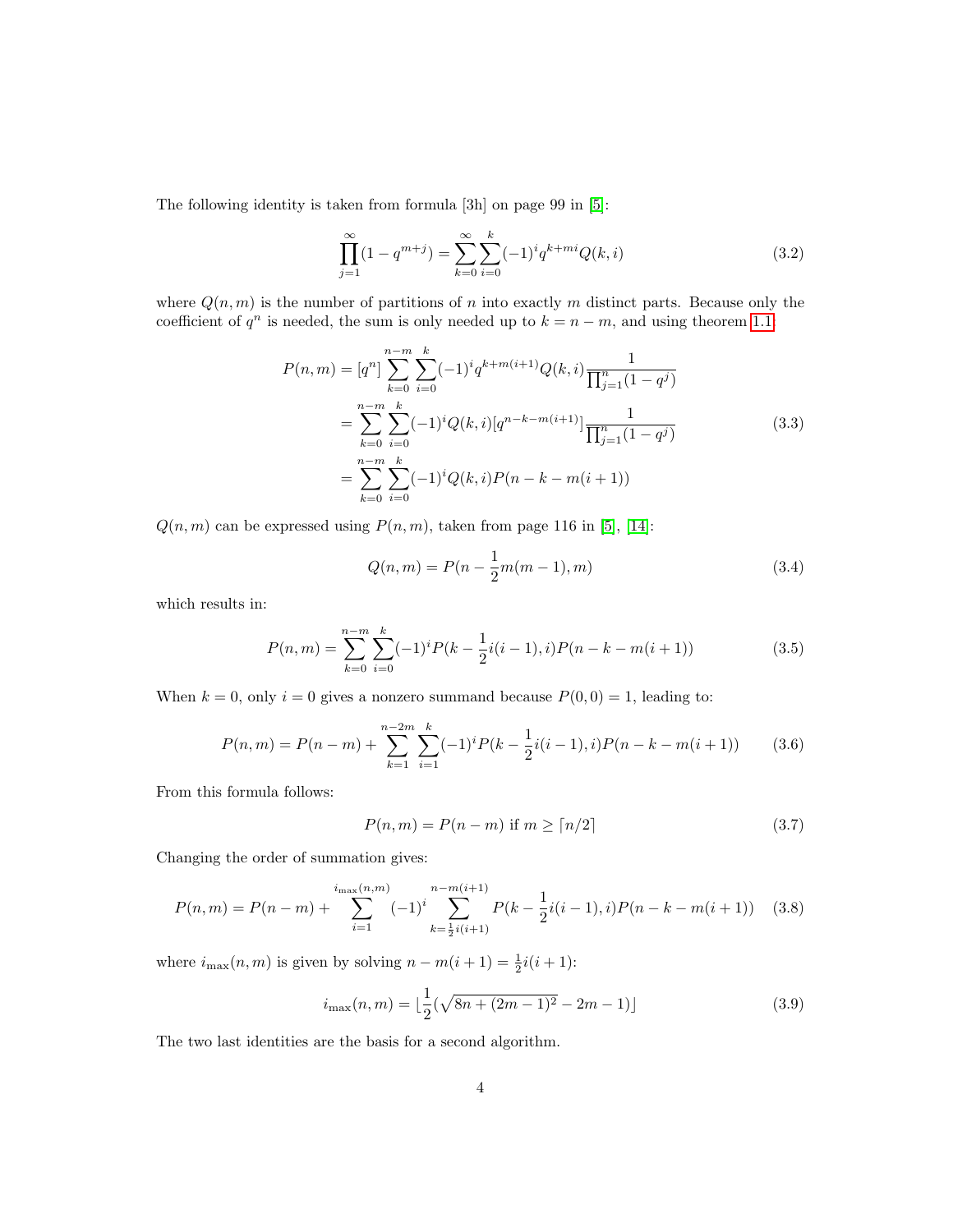The following identity is taken from formula [3h] on page 99 in [5]:

$$\prod_{j=1}^{\infty}(1-q^{m+j}) = \sum_{k=0}^{\infty}\sum_{i=0}^{k}(-1)^i q^{k+mi} Q(k,i) \tag{3.2}$$

where $Q(n,m)$ is the number of partitions of $n$ into exactly $m$ distinct parts. Because only the coefficient of $q^n$ is needed, the sum is only needed up to $k = n - m$, and using theorem 1.1:

$$\begin{aligned}
P(n,m) &= [q^n]\sum_{k=0}^{n-m}\sum_{i=0}^{k}(-1)^i q^{k+m(i+1)} Q(k,i)\frac{1}{\prod_{j=1}^{n}(1-q^j)} \\
&= \sum_{k=0}^{n-m}\sum_{i=0}^{k}(-1)^i Q(k,i)[q^{n-k-m(i+1)}]\frac{1}{\prod_{j=1}^{n}(1-q^j)} \\
&= \sum_{k=0}^{n-m}\sum_{i=0}^{k}(-1)^i Q(k,i) P(n-k-m(i+1))
\end{aligned} \tag{3.3}$$

$Q(n,m)$ can be expressed using $P(n,m)$, taken from page 116 in [5], [14]:

$$Q(n,m) = P(n - \frac{1}{2}m(m-1), m) \tag{3.4}$$

which results in:

$$P(n,m) = \sum_{k=0}^{n-m}\sum_{i=0}^{k}(-1)^i P(k - \frac{1}{2}i(i-1), i) P(n-k-m(i+1)) \tag{3.5}$$

When $k = 0$, only $i = 0$ gives a nonzero summand because $P(0,0) = 1$, leading to:

$$P(n,m) = P(n-m) + \sum_{k=1}^{n-2m}\sum_{i=1}^{k}(-1)^i P(k - \frac{1}{2}i(i-1), i) P(n-k-m(i+1)) \tag{3.6}$$

From this formula follows:

$$P(n,m) = P(n-m) \text{ if } m \geq \lceil n/2 \rceil \tag{3.7}$$

Changing the order of summation gives:

$$P(n,m) = P(n-m) + \sum_{i=1}^{i_{\max}(n,m)}(-1)^i \sum_{k=\frac{1}{2}i(i+1)}^{n-m(i+1)} P(k - \frac{1}{2}i(i-1), i) P(n-k-m(i+1)) \tag{3.8}$$

where $i_{\max}(n,m)$ is given by solving $n - m(i+1) = \frac{1}{2}i(i+1)$:

$$i_{\max}(n,m) = \lfloor \frac{1}{2}(\sqrt{8n + (2m-1)^2} - 2m - 1) \rfloor \tag{3.9}$$

The two last identities are the basis for a second algorithm.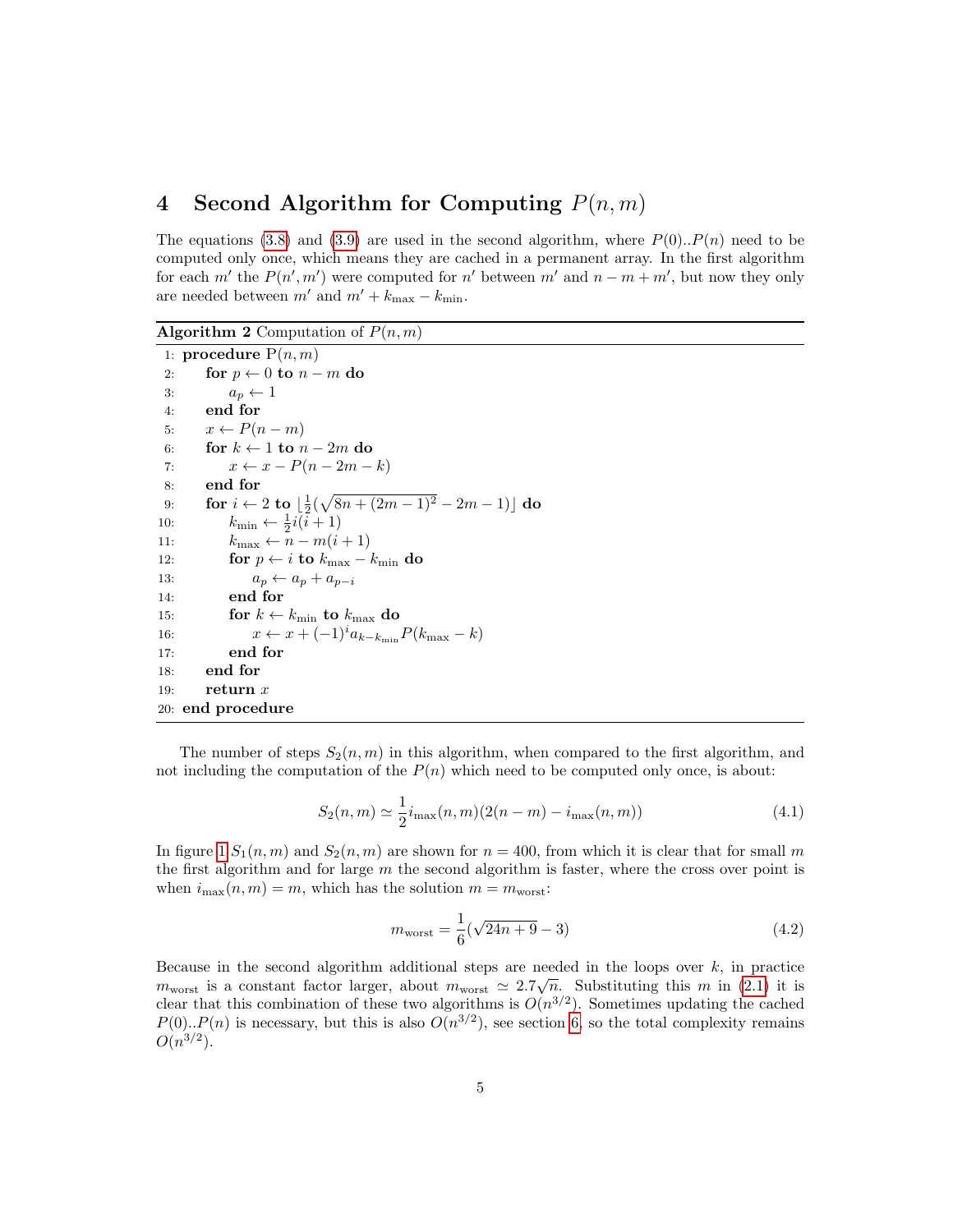## 4 Second Algorithm for Computing $P(n, m)$

The equations (3.8) and (3.9) are used in the second algorithm, where $P(0)..P(n)$ need to be computed only once, which means they are cached in a permanent array. In the first algorithm for each $m'$ the $P(n', m')$ were computed for $n'$ between $m'$ and $n - m + m'$, but now they only are needed between $m'$ and $m' + k_{\max} - k_{\min}$.

**Algorithm 2** Computation of $P(n, m)$

```
1:  procedure P(n, m)
2:      for p ← 0 to n − m do
3:          a_p ← 1
4:      end for
5:      x ← P(n − m)
6:      for k ← 1 to n − 2m do
7:          x ← x − P(n − 2m − k)
8:      end for
9:      for i ← 2 to ⌊ 1/2 ( sqrt(8n + (2m − 1)^2) − 2m − 1) ⌋ do
10:         k_min ← 1/2 i(i + 1)
11:         k_max ← n − m(i + 1)
12:         for p ← i to k_max − k_min do
13:             a_p ← a_p + a_{p−i}
14:         end for
15:         for k ← k_min to k_max do
16:             x ← x + (−1)^i a_{k−k_min} P(k_max − k)
17:         end for
18:     end for
19:     return x
20: end procedure
```

The number of steps $S_2(n, m)$ in this algorithm, when compared to the first algorithm, and not including the computation of the $P(n)$ which need to be computed only once, is about:

$$S_2(n, m) \simeq \frac{1}{2} i_{\max}(n, m)(2(n - m) - i_{\max}(n, m)) \tag{4.1}$$

In figure 1 $S_1(n, m)$ and $S_2(n, m)$ are shown for $n = 400$, from which it is clear that for small $m$ the first algorithm and for large $m$ the second algorithm is faster, where the cross over point is when $i_{\max}(n, m) = m$, which has the solution $m = m_{\text{worst}}$:

$$m_{\text{worst}} = \frac{1}{6}(\sqrt{24n + 9} - 3) \tag{4.2}$$

Because in the second algorithm additional steps are needed in the loops over $k$, in practice $m_{\text{worst}}$ is a constant factor larger, about $m_{\text{worst}} \simeq 2.7\sqrt{n}$. Substituting this $m$ in (2.1) it is clear that this combination of these two algorithms is $O(n^{3/2})$. Sometimes updating the cached $P(0)..P(n)$ is necessary, but this is also $O(n^{3/2})$, see section 6, so the total complexity remains $O(n^{3/2})$.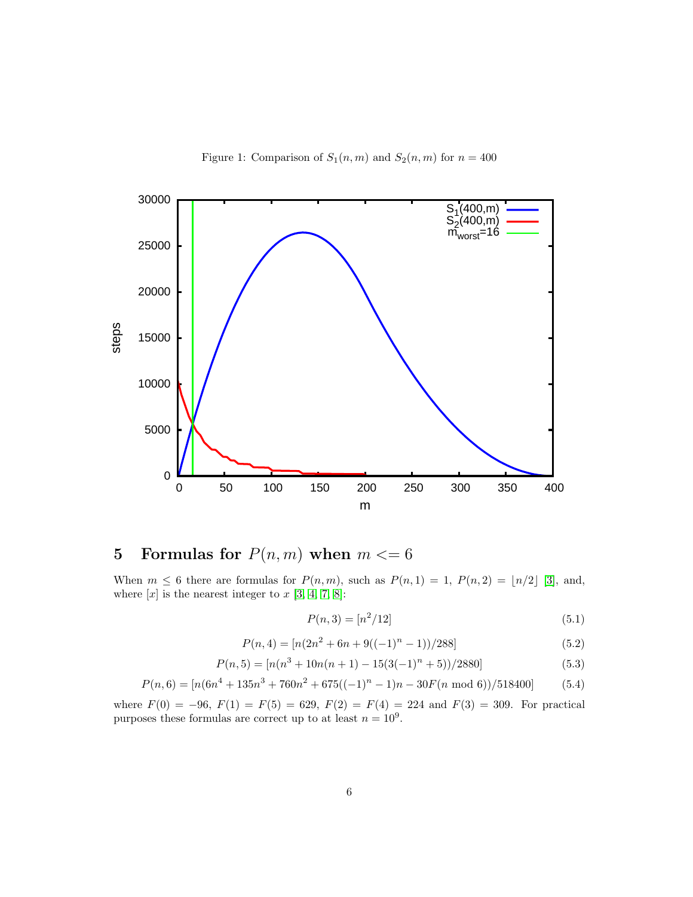Figure 1: Comparison of $S_1(n,m)$ and $S_2(n,m)$ for $n = 400$

## 5 Formulas for $P(n,m)$ when $m <= 6$

When $m \leq 6$ there are formulas for $P(n,m)$, such as $P(n,1) = 1$, $P(n,2) = \lfloor n/2 \rfloor$ [3], and, where $[x]$ is the nearest integer to $x$ [3, 4, 7, 8]:

$$P(n,3) = [n^2/12] \tag{5.1}$$

$$P(n,4) = [n(2n^2 + 6n + 9((-1)^n - 1))/288] \tag{5.2}$$

$$P(n,5) = [n(n^3 + 10n(n+1) - 15(3(-1)^n + 5))/2880] \tag{5.3}$$

$$P(n,6) = [n(6n^4 + 135n^3 + 760n^2 + 675((-1)^n - 1)n - 30F(n \bmod 6))/518400] \tag{5.4}$$

where $F(0) = -96$, $F(1) = F(5) = 629$, $F(2) = F(4) = 224$ and $F(3) = 309$. For practical purposes these formulas are correct up to at least $n = 10^9$.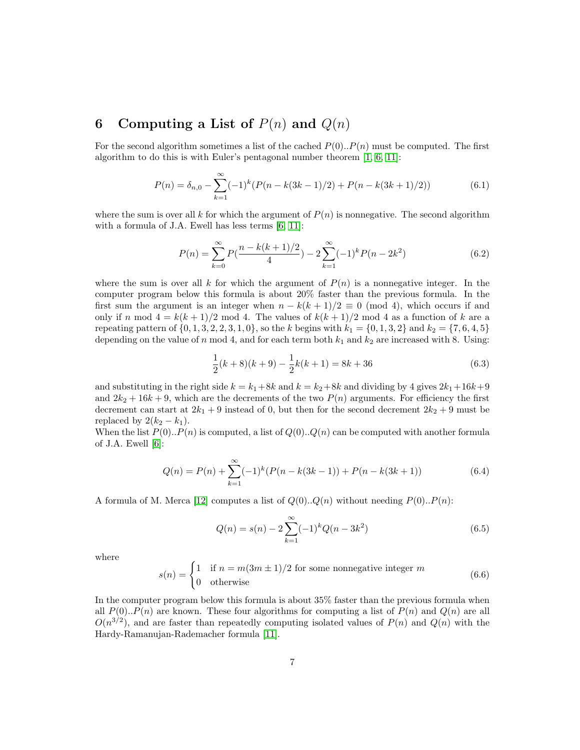## 6 Computing a List of $P(n)$ and $Q(n)$

For the second algorithm sometimes a list of the cached $P(0)..P(n)$ must be computed. The first algorithm to do this is with Euler's pentagonal number theorem [1, 6, 11]:

$$P(n) = \delta_{n,0} - \sum_{k=1}^{\infty} (-1)^k (P(n - k(3k-1)/2) + P(n - k(3k+1)/2)) \tag{6.1}$$

where the sum is over all $k$ for which the argument of $P(n)$ is nonnegative. The second algorithm with a formula of J.A. Ewell has less terms [6, 11]:

$$P(n) = \sum_{k=0}^{\infty} P(\frac{n - k(k+1)/2}{4}) - 2\sum_{k=1}^{\infty} (-1)^k P(n - 2k^2) \tag{6.2}$$

where the sum is over all $k$ for which the argument of $P(n)$ is a nonnegative integer. In the computer program below this formula is about 20% faster than the previous formula. In the first sum the argument is an integer when $n - k(k+1)/2 \equiv 0 \pmod 4$, which occurs if and only if $n \bmod 4 = k(k+1)/2 \bmod 4$. The values of $k(k+1)/2 \bmod 4$ as a function of $k$ are a repeating pattern of $\{0, 1, 3, 2, 2, 3, 1, 0\}$, so the $k$ begins with $k_1 = \{0, 1, 3, 2\}$ and $k_2 = \{7, 6, 4, 5\}$ depending on the value of $n \bmod 4$, and for each term both $k_1$ and $k_2$ are increased with 8. Using:

$$\frac{1}{2}(k+8)(k+9) - \frac{1}{2}k(k+1) = 8k + 36 \tag{6.3}$$

and substituting in the right side $k = k_1 + 8k$ and $k = k_2 + 8k$ and dividing by 4 gives $2k_1 + 16k + 9$ and $2k_2 + 16k + 9$, which are the decrements of the two $P(n)$ arguments. For efficiency the first decrement can start at $2k_1 + 9$ instead of 0, but then for the second decrement $2k_2 + 9$ must be replaced by $2(k_2 - k_1)$.
When the list $P(0)..P(n)$ is computed, a list of $Q(0)..Q(n)$ can be computed with another formula of J.A. Ewell [6]:

$$Q(n) = P(n) + \sum_{k=1}^{\infty} (-1)^k (P(n - k(3k-1)) + P(n - k(3k+1)) \tag{6.4}$$

A formula of M. Merca [12] computes a list of $Q(0)..Q(n)$ without needing $P(0)..P(n)$:

$$Q(n) = s(n) - 2\sum_{k=1}^{\infty} (-1)^k Q(n - 3k^2) \tag{6.5}$$

where

$$s(n) = \begin{cases} 1 & \text{if } n = m(3m \pm 1)/2 \text{ for some nonnegative integer } m \\ 0 & \text{otherwise} \end{cases} \tag{6.6}$$

In the computer program below this formula is about 35% faster than the previous formula when all $P(0)..P(n)$ are known. These four algorithms for computing a list of $P(n)$ and $Q(n)$ are all $O(n^{3/2})$, and are faster than repeatedly computing isolated values of $P(n)$ and $Q(n)$ with the Hardy-Ramanujan-Rademacher formula [11].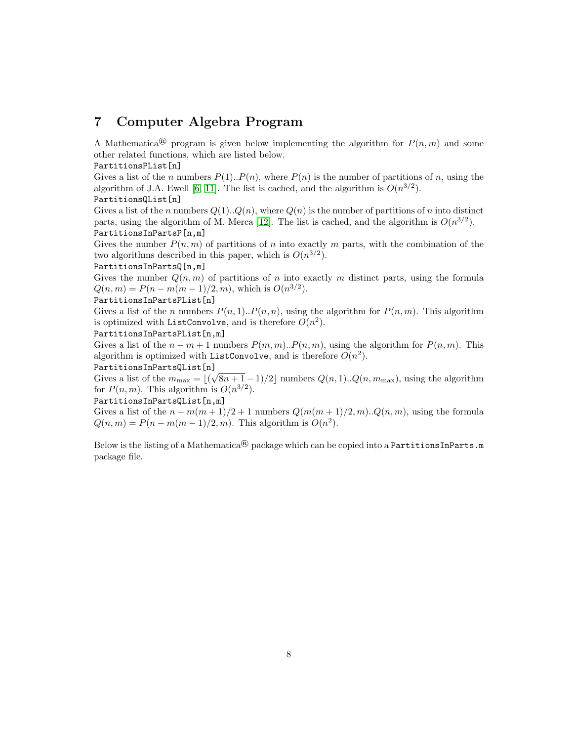## 7 Computer Algebra Program

A Mathematica® program is given below implementing the algorithm for $P(n, m)$ and some other related functions, which are listed below.

`PartitionsPList[n]`
Gives a list of the $n$ numbers $P(1)..P(n)$, where $P(n)$ is the number of partitions of $n$, using the algorithm of J.A. Ewell [6, 11]. The list is cached, and the algorithm is $O(n^{3/2})$.

`PartitionsQList[n]`
Gives a list of the $n$ numbers $Q(1)..Q(n)$, where $Q(n)$ is the number of partitions of $n$ into distinct parts, using the algorithm of M. Merca [12]. The list is cached, and the algorithm is $O(n^{3/2})$.

`PartitionsInPartsP[n,m]`
Gives the number $P(n, m)$ of partitions of $n$ into exactly $m$ parts, with the combination of the two algorithms described in this paper, which is $O(n^{3/2})$.

`PartitionsInPartsQ[n,m]`
Gives the number $Q(n, m)$ of partitions of $n$ into exactly $m$ distinct parts, using the formula $Q(n, m) = P(n - m(m-1)/2, m)$, which is $O(n^{3/2})$.

`PartitionsInPartsPList[n]`
Gives a list of the $n$ numbers $P(n, 1)..P(n, n)$, using the algorithm for $P(n, m)$. This algorithm is optimized with `ListConvolve`, and is therefore $O(n^2)$.

`PartitionsInPartsPList[n,m]`
Gives a list of the $n - m + 1$ numbers $P(m, m)..P(n, m)$, using the algorithm for $P(n, m)$. This algorithm is optimized with `ListConvolve`, and is therefore $O(n^2)$.

`PartitionsInPartsQList[n]`
Gives a list of the $m_{\max} = \lfloor(\sqrt{8n+1} - 1)/2\rfloor$ numbers $Q(n, 1)..Q(n, m_{\max})$, using the algorithm for $P(n, m)$. This algorithm is $O(n^{3/2})$.

`PartitionsInPartsQList[n,m]`
Gives a list of the $n - m(m+1)/2 + 1$ numbers $Q(m(m+1)/2, m)..Q(n, m)$, using the formula $Q(n, m) = P(n - m(m-1)/2, m)$. This algorithm is $O(n^2)$.

Below is the listing of a Mathematica® package which can be copied into a `PartitionsInParts.m` package file.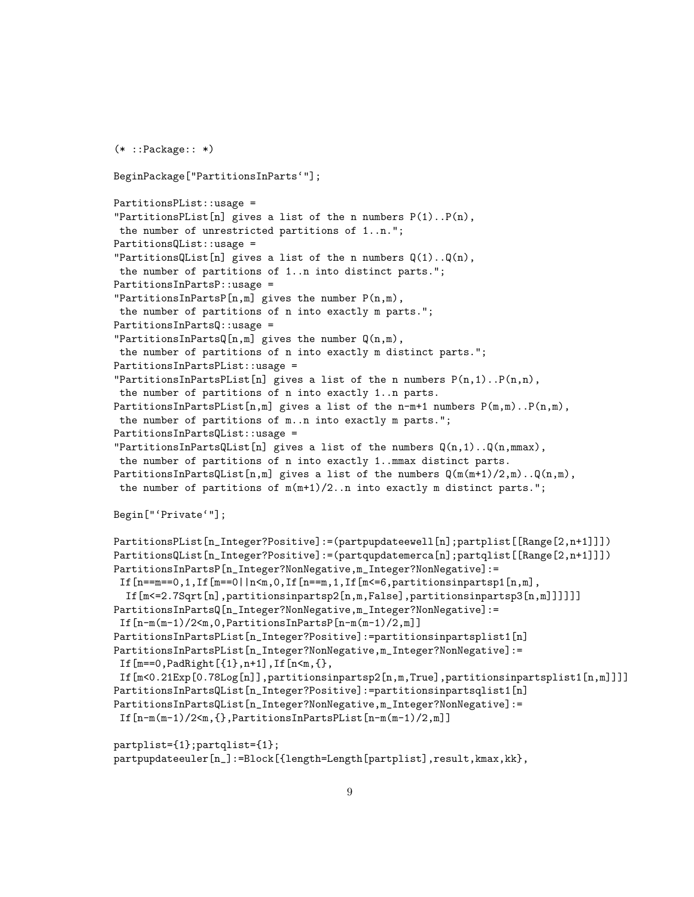```
(* ::Package:: *)

BeginPackage["PartitionsInParts`"];

PartitionsPList::usage =
"PartitionsPList[n] gives a list of the n numbers P(1)..P(n),
 the number of unrestricted partitions of 1..n.";
PartitionsQList::usage =
"PartitionsQList[n] gives a list of the n numbers Q(1)..Q(n),
 the number of partitions of 1..n into distinct parts.";
PartitionsInPartsP::usage =
"PartitionsInPartsP[n,m] gives the number P(n,m),
 the number of partitions of n into exactly m parts.";
PartitionsInPartsQ::usage =
"PartitionsInPartsQ[n,m] gives the number Q(n,m),
 the number of partitions of n into exactly m distinct parts.";
PartitionsInPartsPList::usage =
"PartitionsInPartsPList[n] gives a list of the n numbers P(n,1)..P(n,n),
 the number of partitions of n into exactly 1..n parts.
PartitionsInPartsPList[n,m] gives a list of the n-m+1 numbers P(m,m)..P(n,m),
 the number of partitions of m..n into exactly m parts.";
PartitionsInPartsQList::usage =
"PartitionsInPartsQList[n] gives a list of the numbers Q(n,1)..Q(n,mmax),
 the number of partitions of n into exactly 1..mmax distinct parts.
PartitionsInPartsQList[n,m] gives a list of the numbers Q(m(m+1)/2,m)..Q(n,m),
 the number of partitions of m(m+1)/2..n into exactly m distinct parts.";

Begin["`Private`"];

PartitionsPList[n_Integer?Positive]:=(partpupdateewell[n];partplist[[Range[2,n+1]]])
PartitionsQList[n_Integer?Positive]:=(partqupdatemerca[n];partqlist[[Range[2,n+1]]])
PartitionsInPartsP[n_Integer?NonNegative,m_Integer?NonNegative]:=
 If[n==m==0,1,If[m==0||n<m,0,If[n==m,1,If[m<=6,partitionsinpartsp1[n,m],
  If[m<=2.7Sqrt[n],partitionsinpartsp2[n,m,False],partitionsinpartsp3[n,m]]]]]]
PartitionsInPartsQ[n_Integer?NonNegative,m_Integer?NonNegative]:=
 If[n-m(m-1)/2<m,0,PartitionsInPartsP[n-m(m-1)/2,m]]
PartitionsInPartsPList[n_Integer?Positive]:=partitionsinpartsplist1[n]
PartitionsInPartsPList[n_Integer?NonNegative,m_Integer?NonNegative]:=
 If[m==0,PadRight[{1},n+1],If[n<m,{},
 If[m<0.21Exp[0.78Log[n]],partitionsinpartsp2[n,m,True],partitionsinpartsplist1[n,m]]]]
PartitionsInPartsQList[n_Integer?Positive]:=partitionsinpartsqlist1[n]
PartitionsInPartsQList[n_Integer?NonNegative,m_Integer?NonNegative]:=
 If[n-m(m-1)/2<m,{},PartitionsInPartsPList[n-m(m-1)/2,m]]

partplist={1};partqlist={1};
partpupdateeuler[n_]:=Block[{length=Length[partplist],result,kmax,kk},
```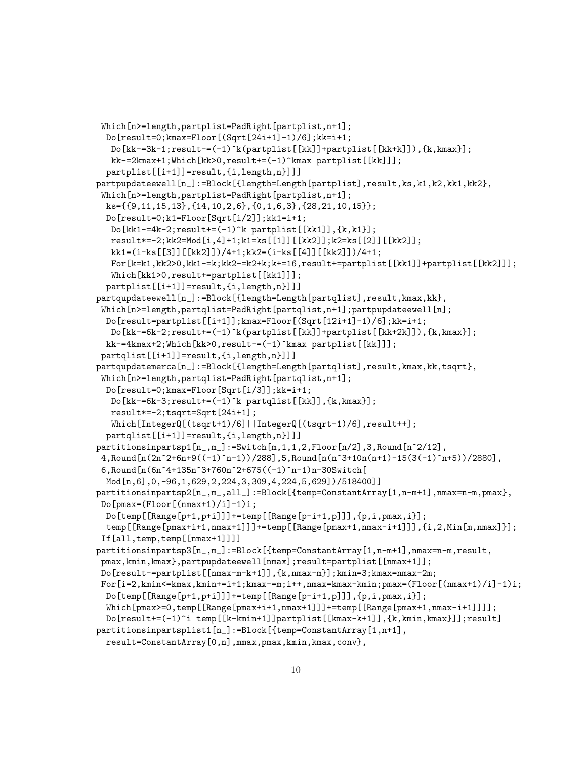```
 Which[n>=length,partplist=PadRight[partplist,n+1];
  Do[result=0;kmax=Floor[(Sqrt[24i+1]-1)/6];kk=i+1;
   Do[kk-=3k-1;result-=(-1)^k(partplist[[kk]]+partplist[[kk+k]]),{k,kmax}];
   kk-=2kmax+1;Which[kk>0,result+=(-1)^kmax partplist[[kk]]];
  partplist[[i+1]]=result,{i,length,n}]]]
partpupdateewell[n_]:=Block[{length=Length[partplist],result,ks,k1,k2,kk1,kk2},
 Which[n>=length,partplist=PadRight[partplist,n+1];
  ks={{9,11,15,13},{14,10,2,6},{0,1,6,3},{28,21,10,15}};
  Do[result=0;k1=Floor[Sqrt[i/2]];kk1=i+1;
   Do[kk1-=4k-2;result+=(-1)^k partplist[[kk1]],{k,k1}];
   result*=-2;kk2=Mod[i,4]+1;k1=ks[[1]][[kk2]];k2=ks[[2]][[kk2]];
   kk1=(i-ks[[3]][[kk2]])/4+1;kk2=(i-ks[[4]][[kk2]])/4+1;
   For[k=k1,kk2>0,kk1-=k;kk2-=k2+k;k+=16,result+=partplist[[kk1]]+partplist[[kk2]]];
   Which[kk1>0,result+=partplist[[kk1]]];
  partplist[[i+1]]=result,{i,length,n}]]]
partqupdateewell[n_]:=Block[{length=Length[partqlist],result,kmax,kk},
 Which[n>=length,partqlist=PadRight[partqlist,n+1];partpupdateewell[n];
  Do[result=partplist[[i+1]];kmax=Floor[(Sqrt[12i+1]-1)/6];kk=i+1;
   Do[kk-=6k-2;result+=(-1)^k(partplist[[kk]]+partplist[[kk+2k]]),{k,kmax}];
  kk-=4kmax+2;Which[kk>0,result-=(-1)^kmax partplist[[kk]]];
 partqlist[[i+1]]=result,{i,length,n}]]]
partqupdatemerca[n_]:=Block[{length=Length[partqlist],result,kmax,kk,tsqrt},
 Which[n>=length,partqlist=PadRight[partqlist,n+1];
  Do[result=0;kmax=Floor[Sqrt[i/3]];kk=i+1;
   Do[kk-=6k-3;result+=(-1)^k partqlist[[kk]],{k,kmax}];
   result*=-2;tsqrt=Sqrt[24i+1];
   Which[IntegerQ[(tsqrt+1)/6]||IntegerQ[(tsqrt-1)/6],result++];
  partqlist[[i+1]]=result,{i,length,n}]]]
partitionsinpartsp1[n_,m_]:=Switch[m,1,1,2,Floor[n/2],3,Round[n^2/12],
 4,Round[n(2n^2+6n+9((-1)^n-1))/288],5,Round[n(n^3+10n(n+1)-15(3(-1)^n+5))/2880],
 6,Round[n(6n^4+135n^3+760n^2+675((-1)^n-1)n-30Switch[
  Mod[n,6],0,-96,1,629,2,224,3,309,4,224,5,629])/518400]]
partitionsinpartsp2[n_,m_,all_]:=Block[{temp=ConstantArray[1,n-m+1],nmax=n-m,pmax},
 Do[pmax=(Floor[(nmax+1)/i]-1)i;
  Do[temp[[Range[p+1,p+i]]]+=temp[[Range[p-i+1,p]]],{p,i,pmax,i}];
  temp[[Range[pmax+i+1,nmax+1]]]+=temp[[Range[pmax+1,nmax-i+1]]],{i,2,Min[m,nmax]}];
 If[all,temp,temp[[nmax+1]]]]
partitionsinpartsp3[n_,m_]:=Block[{temp=ConstantArray[1,n-m+1],nmax=n-m,result,
 pmax,kmin,kmax},partpupdateewell[nmax];result=partplist[[nmax+1]];
 Do[result-=partplist[[nmax-m-k+1]],{k,nmax-m}];kmin=3;kmax=nmax-2m;
 For[i=2,kmin<=kmax,kmin+=i+1;kmax-=m;i++,nmax=kmax-kmin;pmax=(Floor[(nmax+1)/i]-1)i;
  Do[temp[[Range[p+1,p+i]]]+=temp[[Range[p-i+1,p]]],{p,i,pmax,i}];
  Which[pmax>=0,temp[[Range[pmax+i+1,nmax+1]]]+=temp[[Range[pmax+1,nmax-i+1]]]];
  Do[result+=(-1)^i temp[[k-kmin+1]]partplist[[kmax-k+1]],{k,kmin,kmax}]];result]
partitionsinpartsplist1[n_]:=Block[{temp=ConstantArray[1,n+1],
  result=ConstantArray[0,n],mmax,pmax,kmin,kmax,conv},
```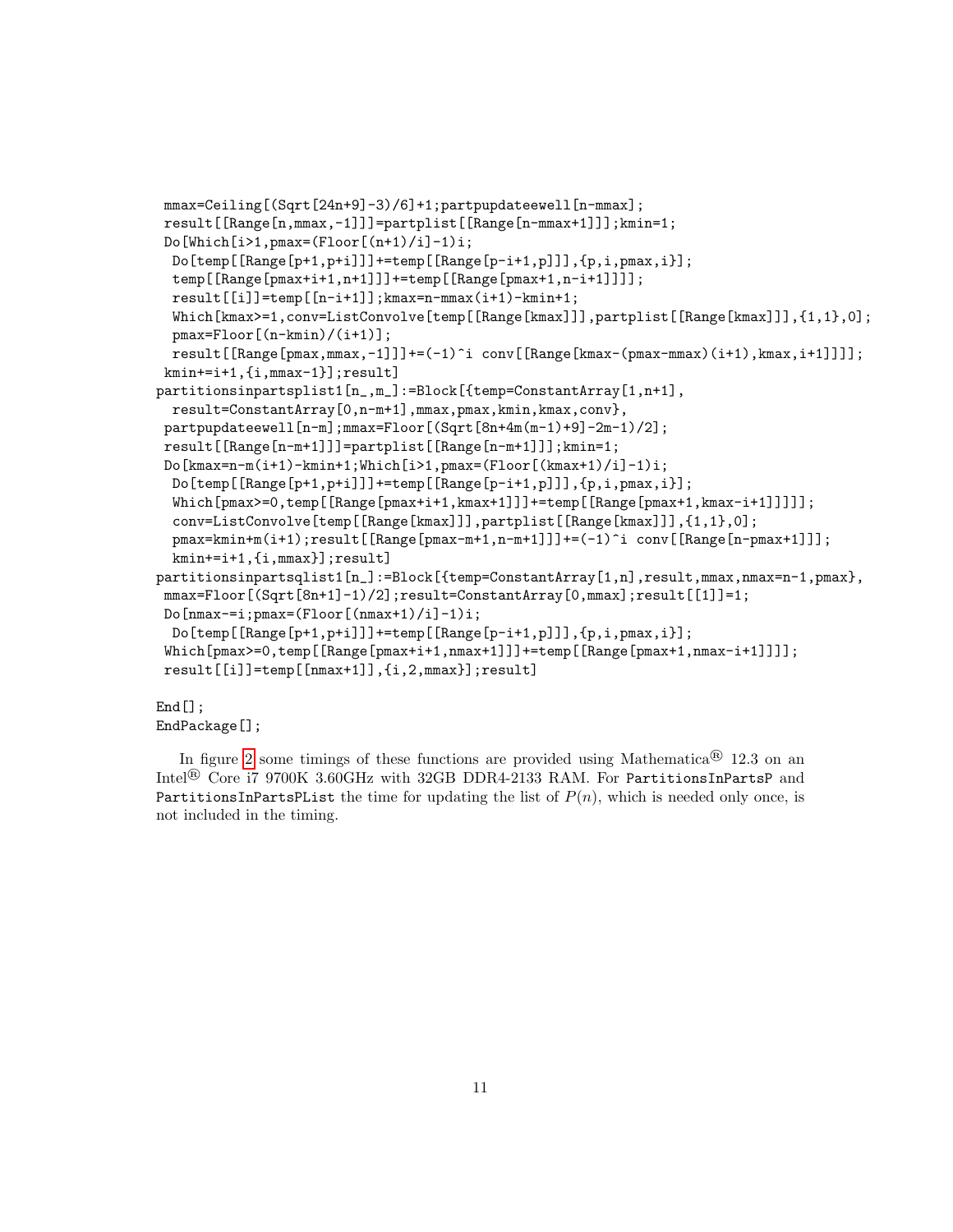```
 mmax=Ceiling[(Sqrt[24n+9]-3)/6]+1;partpupdateewell[n-mmax];
 result[[Range[n,mmax,-1]]]=partplist[[Range[n-mmax+1]]];kmin=1;
 Do[Which[i>1,pmax=(Floor[(n+1)/i]-1)i;
  Do[temp[[Range[p+1,p+i]]]+=temp[[Range[p-i+1,p]]],{p,i,pmax,i}];
  temp[[Range[pmax+i+1,n+1]]]+=temp[[Range[pmax+1,n-i+1]]]];
  result[[i]]=temp[[n-i+1]];kmax=n-mmax(i+1)-kmin+1;
  Which[kmax>=1,conv=ListConvolve[temp[[Range[kmax]]],partplist[[Range[kmax]]],{1,1},0];
  pmax=Floor[(n-kmin)/(i+1)];
  result[[Range[pmax,mmax,-1]]]+=(-1)^i conv[[Range[kmax-(pmax-mmax)(i+1),kmax,i+1]]]];
 kmin+=i+1,{i,mmax-1}];result]
partitionsinpartsplist1[n_,m_]:=Block[{temp=ConstantArray[1,n+1],
  result=ConstantArray[0,n-m+1],mmax,pmax,kmin,kmax,conv},
 partpupdateewell[n-m];mmax=Floor[(Sqrt[8n+4m(m-1)+9]-2m-1)/2];
 result[[Range[n-m+1]]]=partplist[[Range[n-m+1]]];kmin=1;
 Do[kmax=n-m(i+1)-kmin+1;Which[i>1,pmax=(Floor[(kmax+1)/i]-1)i;
  Do[temp[[Range[p+1,p+i]]]+=temp[[Range[p-i+1,p]]],{p,i,pmax,i}];
  Which[pmax>=0,temp[[Range[pmax+i+1,kmax+1]]]+=temp[[Range[pmax+1,kmax-i+1]]]]];
  conv=ListConvolve[temp[[Range[kmax]]],partplist[[Range[kmax]]],{1,1},0];
  pmax=kmin+m(i+1);result[[Range[pmax-m+1,n-m+1]]]+=(-1)^i conv[[Range[n-pmax+1]]];
  kmin+=i+1,{i,mmax}];result]
partitionsinpartsqlist1[n_]:=Block[{temp=ConstantArray[1,n],result,mmax,nmax=n-1,pmax},
 mmax=Floor[(Sqrt[8n+1]-1)/2];result=ConstantArray[0,mmax];result[[1]]=1;
 Do[nmax-=i;pmax=(Floor[(nmax+1)/i]-1)i;
  Do[temp[[Range[p+1,p+i]]]+=temp[[Range[p-i+1,p]]],{p,i,pmax,i}];
 Which[pmax>=0,temp[[Range[pmax+i+1,nmax+1]]]+=temp[[Range[pmax+1,nmax-i+1]]]];
 result[[i]]=temp[[nmax+1]],{i,2,mmax}];result]

End[];
EndPackage[];
```

In figure 2 some timings of these functions are provided using Mathematica® 12.3 on an Intel® Core i7 9700K 3.60GHz with 32GB DDR4-2133 RAM. For `PartitionsInPartsP` and `PartitionsInPartsPList` the time for updating the list of $P(n)$, which is needed only once, is not included in the timing.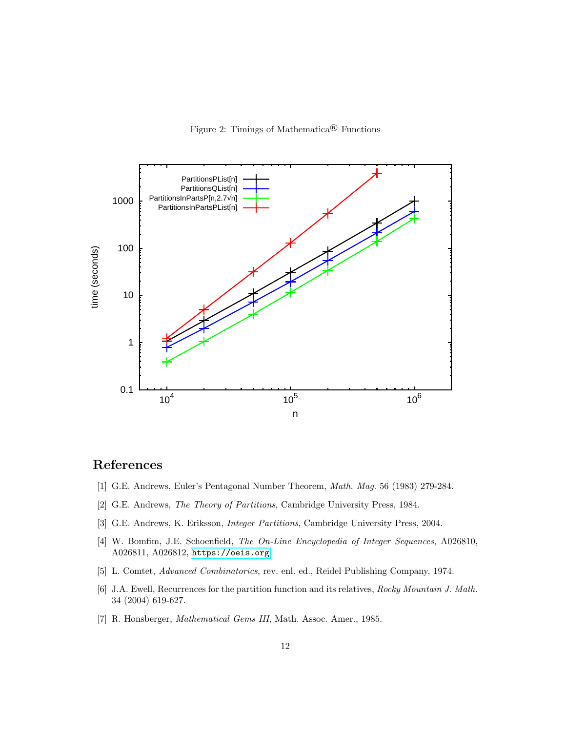Figure 2: Timings of Mathematica® Functions

# References

[1] G.E. Andrews, Euler's Pentagonal Number Theorem, *Math. Mag.* 56 (1983) 279-284.

[2] G.E. Andrews, *The Theory of Partitions*, Cambridge University Press, 1984.

[3] G.E. Andrews, K. Eriksson, *Integer Partitions*, Cambridge University Press, 2004.

[4] W. Bomfim, J.E. Schoenfield, *The On-Line Encyclopedia of Integer Sequences*, A026810, A026811, A026812, https://oeis.org

[5] L. Comtet, *Advanced Combinatorics*, rev. enl. ed., Reidel Publishing Company, 1974.

[6] J.A. Ewell, Recurrences for the partition function and its relatives, *Rocky Mountain J. Math.* 34 (2004) 619-627.

[7] R. Honsberger, *Mathematical Gems III*, Math. Assoc. Amer., 1985.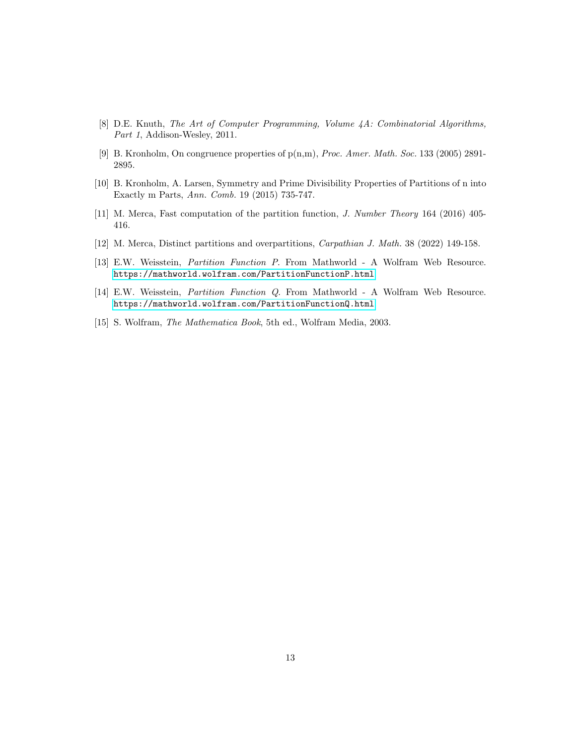[8] D.E. Knuth, *The Art of Computer Programming, Volume 4A: Combinatorial Algorithms, Part 1*, Addison-Wesley, 2011.

[9] B. Kronholm, On congruence properties of p(n,m), *Proc. Amer. Math. Soc.* 133 (2005) 2891-2895.

[10] B. Kronholm, A. Larsen, Symmetry and Prime Divisibility Properties of Partitions of n into Exactly m Parts, *Ann. Comb.* 19 (2015) 735-747.

[11] M. Merca, Fast computation of the partition function, *J. Number Theory* 164 (2016) 405-416.

[12] M. Merca, Distinct partitions and overpartitions, *Carpathian J. Math.* 38 (2022) 149-158.

[13] E.W. Weisstein, *Partition Function P*. From Mathworld - A Wolfram Web Resource. https://mathworld.wolfram.com/PartitionFunctionP.html

[14] E.W. Weisstein, *Partition Function Q*. From Mathworld - A Wolfram Web Resource. https://mathworld.wolfram.com/PartitionFunctionQ.html

[15] S. Wolfram, *The Mathematica Book*, 5th ed., Wolfram Media, 2003.